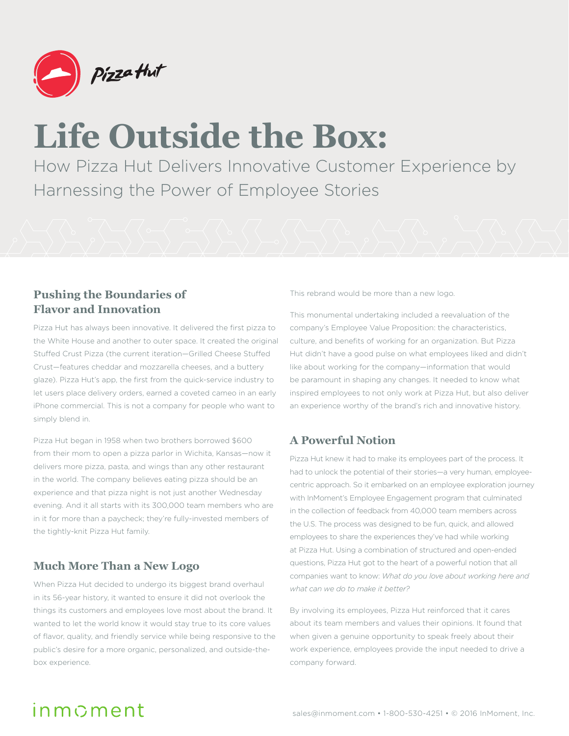# Life Outside the Box:

How Pizza Hut Delivers Innovative Customer Experience by Harnessing the Power of Employee Stories

## Pushing the Boundaries of Flavor and Innovation

Pizza Hut has always been innovative. It delivered the first pizza to the White House and another to outer space. It created the original Stuffed Crust Pizza (the current iteration—Grilled Cheese Stuffed Crust—features cheddar and mozzarella cheeses, and a buttery glaze). Pizza Hut's app, the first from the quick-service industry to let users place delivery orders, earned a coveted cameo in an early iPhone commercial. This is not a company for people who want to simply blend in.

Pizza Hut began in 1958 when two brothers borrowed $600 from their mom to open a pizza parlor in Wichita, Kansas—now it delivers more pizza, pasta, and wings than any other restaurant in the world. The company believes eating pizza should be an experience and that pizza night is not just another Wednesday evening. And it all starts with its 300,000 team members who are in it for more than a paycheck; they're fully-invested members of the tightly-knit Pizza Hut family.

## Much More Than a New Logo

When Pizza Hut decided to undergo its biggest brand overhaul in its 56-year history, it wanted to ensure it did not overlook the things its customers and employees love most about the brand. It wanted to let the world know it would stay true to its core values of flavor, quality, and friendly service while being responsive to the public's desire for a more organic, personalized, and outside-the-box experience.

This rebrand would be more than a new logo.

This monumental undertaking included a reevaluation of the company's Employee Value Proposition: the characteristics, culture, and benefits of working for an organization. But Pizza Hut didn't have a good pulse on what employees liked and didn't like about working for the company—information that would be paramount in shaping any changes. It needed to know what inspired employees to not only work at Pizza Hut, but also deliver an experience worthy of the brand's rich and innovative history.

## A Powerful Notion

Pizza Hut knew it had to make its employees part of the process. It had to unlock the potential of their stories—a very human, employee-centric approach. So it embarked on an employee exploration journey with InMoment's Employee Engagement program that culminated in the collection of feedback from 40,000 team members across the U.S. The process was designed to be fun, quick, and allowed employees to share the experiences they've had while working at Pizza Hut. Using a combination of structured and open-ended questions, Pizza Hut got to the heart of a powerful notion that all companies want to know: *What do you love about working here and what can we do to make it better?*

By involving its employees, Pizza Hut reinforced that it cares about its team members and values their opinions. It found that when given a genuine opportunity to speak freely about their work experience, employees provide the input needed to drive a company forward.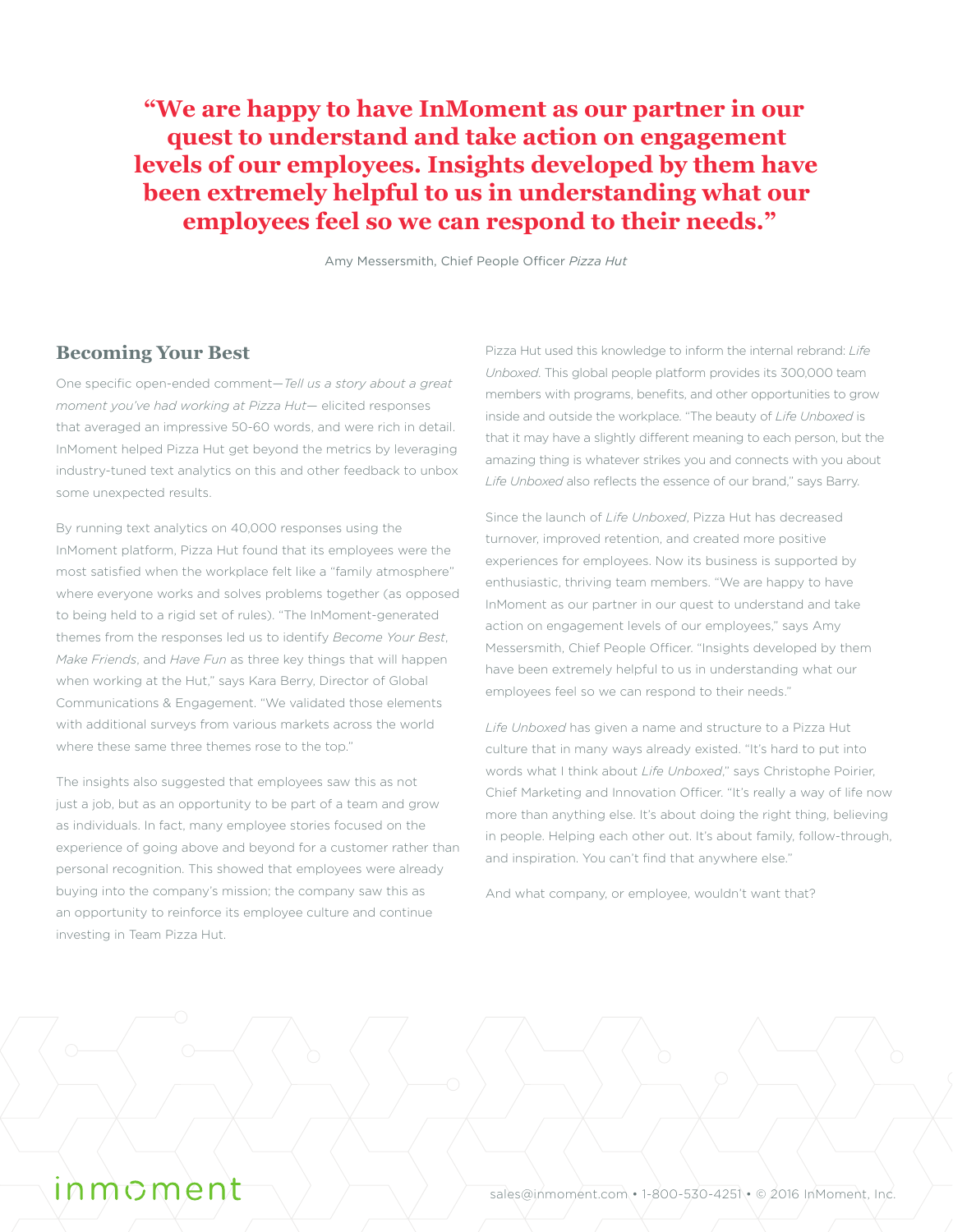**“We are happy to have InMoment as our partner in our quest to understand and take action on engagement levels of our employees. Insights developed by them have been extremely helpful to us in understanding what our employees feel so we can respond to their needs.”**

Amy Messersmith, Chief People Officer *Pizza Hut*

## Becoming Your Best

One specific open-ended comment—*Tell us a story about a great moment you’ve had working at Pizza Hut*— elicited responses that averaged an impressive 50-60 words, and were rich in detail. InMoment helped Pizza Hut get beyond the metrics by leveraging industry-tuned text analytics on this and other feedback to unbox some unexpected results.

By running text analytics on 40,000 responses using the InMoment platform, Pizza Hut found that its employees were the most satisfied when the workplace felt like a “family atmosphere” where everyone works and solves problems together (as opposed to being held to a rigid set of rules). “The InMoment-generated themes from the responses led us to identify *Become Your Best*, *Make Friends*, and *Have Fun* as three key things that will happen when working at the Hut,” says Kara Berry, Director of Global Communications & Engagement. “We validated those elements with additional surveys from various markets across the world where these same three themes rose to the top.”

The insights also suggested that employees saw this as not just a job, but as an opportunity to be part of a team and grow as individuals. In fact, many employee stories focused on the experience of going above and beyond for a customer rather than personal recognition. This showed that employees were already buying into the company’s mission; the company saw this as an opportunity to reinforce its employee culture and continue investing in Team Pizza Hut.

Pizza Hut used this knowledge to inform the internal rebrand: *Life Unboxed*. This global people platform provides its 300,000 team members with programs, benefits, and other opportunities to grow inside and outside the workplace. “The beauty of *Life Unboxed* is that it may have a slightly different meaning to each person, but the amazing thing is whatever strikes you and connects with you about *Life Unboxed* also reflects the essence of our brand,” says Barry.

Since the launch of *Life Unboxed*, Pizza Hut has decreased turnover, improved retention, and created more positive experiences for employees. Now its business is supported by enthusiastic, thriving team members. “We are happy to have InMoment as our partner in our quest to understand and take action on engagement levels of our employees,” says Amy Messersmith, Chief People Officer. “Insights developed by them have been extremely helpful to us in understanding what our employees feel so we can respond to their needs.”

*Life Unboxed* has given a name and structure to a Pizza Hut culture that in many ways already existed. “It’s hard to put into words what I think about *Life Unboxed*,” says Christophe Poirier, Chief Marketing and Innovation Officer. “It’s really a way of life now more than anything else. It’s about doing the right thing, believing in people. Helping each other out. It’s about family, follow-through, and inspiration. You can’t find that anywhere else.”

And what company, or employee, wouldn’t want that?

inmoment

sales@inmoment.com • 1-800-530-4251 • © 2016 InMoment, Inc.